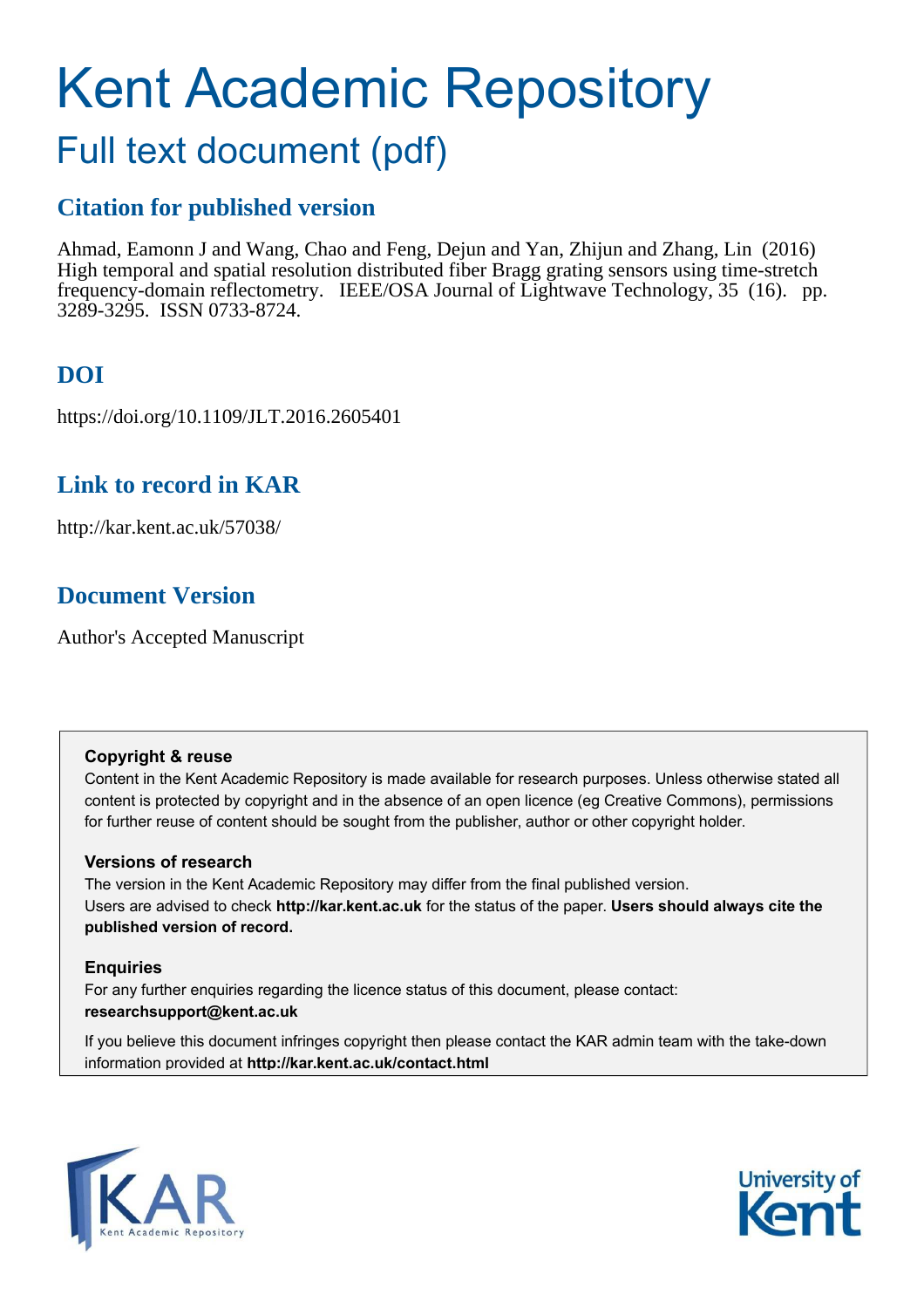# Kent Academic Repository

## Full text document (pdf)

### Citation for published version

Ahmad, Eamonn J and Wang, Chao and Feng, Dejun and Yan, Zhijun and Zhang, Lin (2016) High temporal and spatial resolution distributed fiber Bragg grating sensors using time-stretch frequency-domain reflectometry. IEEE/OSA Journal of Lightwave Technology, 35 (16). pp. 3289-3295. ISSN 0733-8724.

### DOI

https://doi.org/10.1109/JLT.2016.2605401

### Link to record in KAR

http://kar.kent.ac.uk/57038/

### Document Version

Author's Accepted Manuscript

**Copyright & reuse**

Content in the Kent Academic Repository is made available for research purposes. Unless otherwise stated all content is protected by copyright and in the absence of an open licence (eg Creative Commons), permissions for further reuse of content should be sought from the publisher, author or other copyright holder.

**Versions of research**

The version in the Kent Academic Repository may differ from the final published version. Users are advised to check **http://kar.kent.ac.uk** for the status of the paper. **Users should always cite the published version of record.**

**Enquiries**

For any further enquiries regarding the licence status of this document, please contact: **researchsupport@kent.ac.uk**

If you believe this document infringes copyright then please contact the KAR admin team with the take-down information provided at **http://kar.kent.ac.uk/contact.html**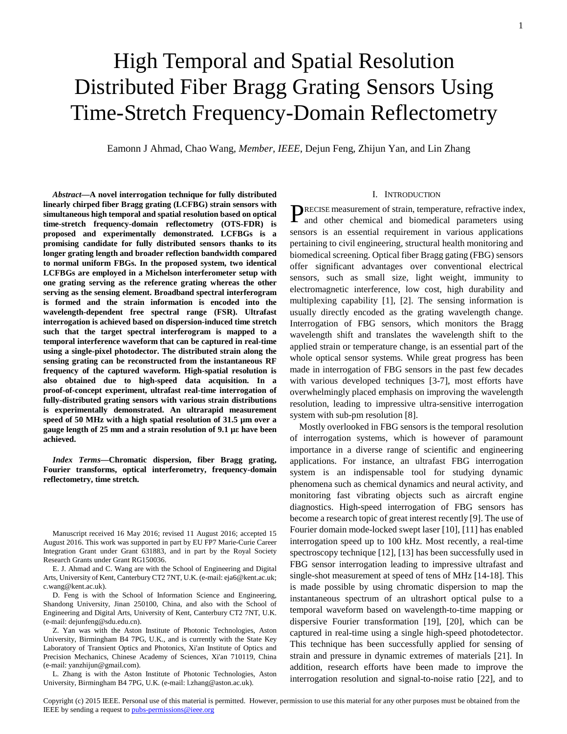# High Temporal and Spatial Resolution Distributed Fiber Bragg Grating Sensors Using Time-Stretch Frequency-Domain Reflectometry

Eamonn J Ahmad, Chao Wang, *Member, IEEE*, Dejun Feng, Zhijun Yan, and Lin Zhang

***Abstract*—A novel interrogation technique for fully distributed linearly chirped fiber Bragg grating (LCFBG) strain sensors with simultaneous high temporal and spatial resolution based on optical time-stretch frequency-domain reflectometry (OTS-FDR) is proposed and experimentally demonstrated. LCFBGs is a promising candidate for fully distributed sensors thanks to its longer grating length and broader reflection bandwidth compared to normal uniform FBGs. In the proposed system, two identical LCFBGs are employed in a Michelson interferometer setup with one grating serving as the reference grating whereas the other serving as the sensing element. Broadband spectral interferogram is formed and the strain information is encoded into the wavelength-dependent free spectral range (FSR). Ultrafast interrogation is achieved based on dispersion-induced time stretch such that the target spectral interferogram is mapped to a temporal interference waveform that can be captured in real-time using a single-pixel photodector. The distributed strain along the sensing grating can be reconstructed from the instantaneous RF frequency of the captured waveform. High-spatial resolution is also obtained due to high-speed data acquisition. In a proof-of-concept experiment, ultrafast real-time interrogation of fully-distributed grating sensors with various strain distributions is experimentally demonstrated. An ultrarapid measurement speed of 50 MHz with a high spatial resolution of 31.5 μm over a gauge length of 25 mm and a strain resolution of 9.1 με have been achieved.**

***Index Terms*—Chromatic dispersion, fiber Bragg grating, Fourier transforms, optical interferometry, frequency-domain reflectometry, time stretch.**

Manuscript received 16 May 2016; revised 11 August 2016; accepted 15 August 2016. This work was supported in part by EU FP7 Marie-Curie Career Integration Grant under Grant 631883, and in part by the Royal Society Research Grants under Grant RG150036.

E. J. Ahmad and C. Wang are with the School of Engineering and Digital Arts, University of Kent, Canterbury CT2 7NT, U.K. (e-mail: eja6@kent.ac.uk; c.wang@kent.ac.uk).

D. Feng is with the School of Information Science and Engineering, Shandong University, Jinan 250100, China, and also with the School of Engineering and Digital Arts, University of Kent, Canterbury CT2 7NT, U.K. (e-mail: dejunfeng@sdu.edu.cn).

Z. Yan was with the Aston Institute of Photonic Technologies, Aston University, Birmingham B4 7PG, U.K., and is currently with the State Key Laboratory of Transient Optics and Photonics, Xi'an Institute of Optics and Precision Mechanics, Chinese Academy of Sciences, Xi'an 710119, China (e-mail: yanzhijun@gmail.com).

L. Zhang is with the Aston Institute of Photonic Technologies, Aston University, Birmingham B4 7PG, U.K. (e-mail: l.zhang@aston.ac.uk).

## I. Introduction

Precise measurement of strain, temperature, refractive index, and other chemical and biomedical parameters using sensors is an essential requirement in various applications pertaining to civil engineering, structural health monitoring and biomedical screening. Optical fiber Bragg gating (FBG) sensors offer significant advantages over conventional electrical sensors, such as small size, light weight, immunity to electromagnetic interference, low cost, high durability and multiplexing capability [1], [2]. The sensing information is usually directly encoded as the grating wavelength change. Interrogation of FBG sensors, which monitors the Bragg wavelength shift and translates the wavelength shift to the applied strain or temperature change, is an essential part of the whole optical sensor systems. While great progress has been made in interrogation of FBG sensors in the past few decades with various developed techniques [3-7], most efforts have overwhelmingly placed emphasis on improving the wavelength resolution, leading to impressive ultra-sensitive interrogation system with sub-pm resolution [8].

Mostly overlooked in FBG sensors is the temporal resolution of interrogation systems, which is however of paramount importance in a diverse range of scientific and engineering applications. For instance, an ultrafast FBG interrogation system is an indispensable tool for studying dynamic phenomena such as chemical dynamics and neural activity, and monitoring fast vibrating objects such as aircraft engine diagnostics. High-speed interrogation of FBG sensors has become a research topic of great interest recently [9]. The use of Fourier domain mode-locked swept laser [10], [11] has enabled interrogation speed up to 100 kHz. Most recently, a real-time spectroscopy technique [12], [13] has been successfully used in FBG sensor interrogation leading to impressive ultrafast and single-shot measurement at speed of tens of MHz [14-18]. This is made possible by using chromatic dispersion to map the instantaneous spectrum of an ultrashort optical pulse to a temporal waveform based on wavelength-to-time mapping or dispersive Fourier transformation [19], [20], which can be captured in real-time using a single high-speed photodetector. This technique has been successfully applied for sensing of strain and pressure in dynamic extremes of materials [21]. In addition, research efforts have been made to improve the interrogation resolution and signal-to-noise ratio [22], and to

Copyright (c) 2015 IEEE. Personal use of this material is permitted. However, permission to use this material for any other purposes must be obtained from the IEEE by sending a request to pubs-permissions@ieee.org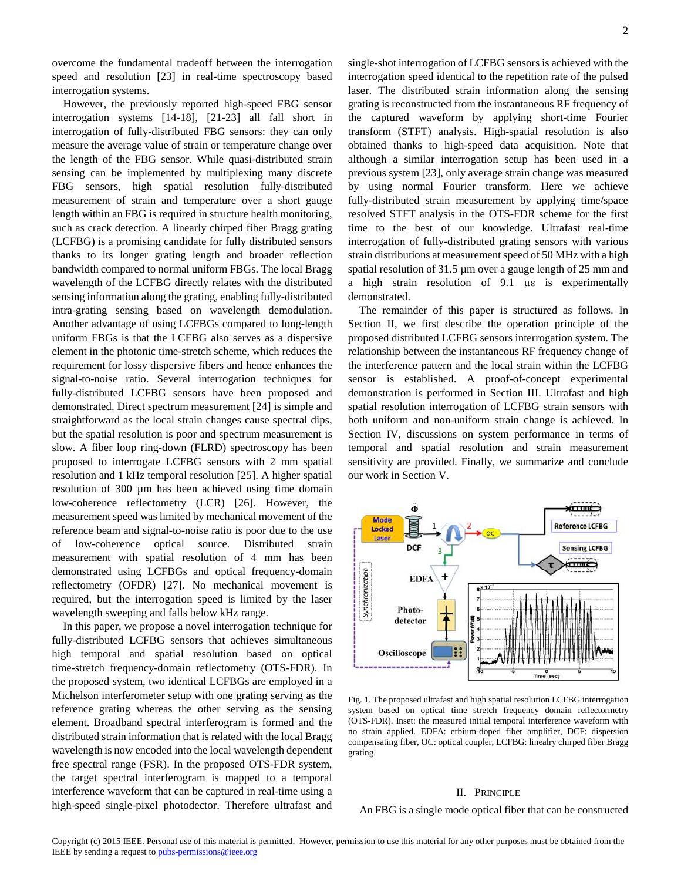overcome the fundamental tradeoff between the interrogation speed and resolution [23] in real-time spectroscopy based interrogation systems.

However, the previously reported high-speed FBG sensor interrogation systems [14-18], [21-23] all fall short in interrogation of fully-distributed FBG sensors: they can only measure the average value of strain or temperature change over the length of the FBG sensor. While quasi-distributed strain sensing can be implemented by multiplexing many discrete FBG sensors, high spatial resolution fully-distributed measurement of strain and temperature over a short gauge length within an FBG is required in structure health monitoring, such as crack detection. A linearly chirped fiber Bragg grating (LCFBG) is a promising candidate for fully distributed sensors thanks to its longer grating length and broader reflection bandwidth compared to normal uniform FBGs. The local Bragg wavelength of the LCFBG directly relates with the distributed sensing information along the grating, enabling fully-distributed intra-grating sensing based on wavelength demodulation. Another advantage of using LCFBGs compared to long-length uniform FBGs is that the LCFBG also serves as a dispersive element in the photonic time-stretch scheme, which reduces the requirement for lossy dispersive fibers and hence enhances the signal-to-noise ratio. Several interrogation techniques for fully-distributed LCFBG sensors have been proposed and demonstrated. Direct spectrum measurement [24] is simple and straightforward as the local strain changes cause spectral dips, but the spatial resolution is poor and spectrum measurement is slow. A fiber loop ring-down (FLRD) spectroscopy has been proposed to interrogate LCFBG sensors with 2 mm spatial resolution and 1 kHz temporal resolution [25]. A higher spatial resolution of 300 μm has been achieved using time domain low-coherence reflectometry (LCR) [26]. However, the measurement speed was limited by mechanical movement of the reference beam and signal-to-noise ratio is poor due to the use of low-coherence optical source. Distributed strain measurement with spatial resolution of 4 mm has been demonstrated using LCFBGs and optical frequency-domain reflectometry (OFDR) [27]. No mechanical movement is required, but the interrogation speed is limited by the laser wavelength sweeping and falls below kHz range.

In this paper, we propose a novel interrogation technique for fully-distributed LCFBG sensors that achieves simultaneous high temporal and spatial resolution based on optical time-stretch frequency-domain reflectometry (OTS-FDR). In the proposed system, two identical LCFBGs are employed in a Michelson interferometer setup with one grating serving as the reference grating whereas the other serving as the sensing element. Broadband spectral interferogram is formed and the distributed strain information that is related with the local Bragg wavelength is now encoded into the local wavelength dependent free spectral range (FSR). In the proposed OTS-FDR system, the target spectral interferogram is mapped to a temporal interference waveform that can be captured in real-time using a high-speed single-pixel photodetector. Therefore ultrafast and single-shot interrogation of LCFBG sensors is achieved with the interrogation speed identical to the repetition rate of the pulsed laser. The distributed strain information along the sensing grating is reconstructed from the instantaneous RF frequency of the captured waveform by applying short-time Fourier transform (STFT) analysis. High-spatial resolution is also obtained thanks to high-speed data acquisition. Note that although a similar interrogation setup has been used in a previous system [23], only average strain change was measured by using normal Fourier transform. Here we achieve fully-distributed strain measurement by applying time/space resolved STFT analysis in the OTS-FDR scheme for the first time to the best of our knowledge. Ultrafast real-time interrogation of fully-distributed grating sensors with various strain distributions at measurement speed of 50 MHz with a high spatial resolution of 31.5 μm over a gauge length of 25 mm and a high strain resolution of 9.1 με is experimentally demonstrated.

The remainder of this paper is structured as follows. In Section II, we first describe the operation principle of the proposed distributed LCFBG sensors interrogation system. The relationship between the instantaneous RF frequency change of the interference pattern and the local strain within the LCFBG sensor is established. A proof-of-concept experimental demonstration is performed in Section III. Ultrafast and high spatial resolution interrogation of LCFBG strain sensors with both uniform and non-uniform strain change is achieved. In Section IV, discussions on system performance in terms of temporal and spatial resolution and strain measurement sensitivity are provided. Finally, we summarize and conclude our work in Section V.

Fig. 1. The proposed ultrafast and high spatial resolution LCFBG interrogation system based on optical time stretch frequency domain reflectometry (OTS-FDR). Inset: the measured initial temporal interference waveform with no strain applied. EDFA: erbium-doped fiber amplifier, DCF: dispersion compensating fiber, OC: optical coupler, LCFBG: linealry chirped fiber Bragg grating.

## II. Principle

An FBG is a single mode optical fiber that can be constructed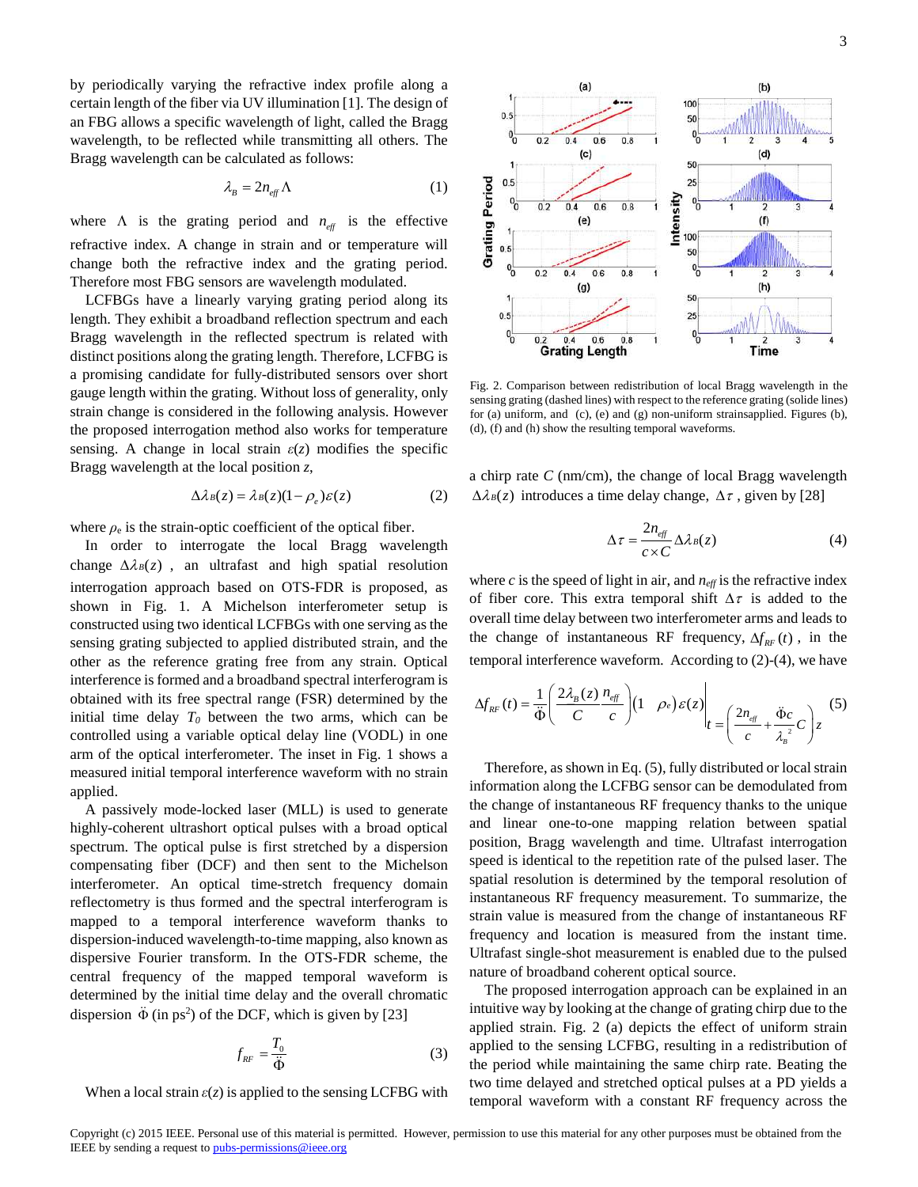by periodically varying the refractive index profile along a certain length of the fiber via UV illumination [1]. The design of an FBG allows a specific wavelength of light, called the Bragg wavelength, to be reflected while transmitting all others. The Bragg wavelength can be calculated as follows:

$$\lambda_B = 2n_{eff}\Lambda \tag{1}$$

where $\Lambda$ is the grating period and $n_{eff}$ is the effective refractive index. A change in strain and or temperature will change both the refractive index and the grating period. Therefore most FBG sensors are wavelength modulated.

LCFBGs have a linearly varying grating period along its length. They exhibit a broadband reflection spectrum and each Bragg wavelength in the reflected spectrum is related with distinct positions along the grating length. Therefore, LCFBG is a promising candidate for fully-distributed sensors over short gauge length within the grating. Without loss of generality, only strain change is considered in the following analysis. However the proposed interrogation method also works for temperature sensing. A change in local strain $\varepsilon(z)$ modifies the specific Bragg wavelength at the local position $z$,

$$\Delta\lambda_B(z) = \lambda_B(z)(1-\rho_e)\varepsilon(z) \tag{2}$$

where $\rho_e$ is the strain-optic coefficient of the optical fiber.

In order to interrogate the local Bragg wavelength change $\Delta\lambda_B(z)$, an ultrafast and high spatial resolution interrogation approach based on OTS-FDR is proposed, as shown in Fig. 1. A Michelson interferometer setup is constructed using two identical LCFBGs with one serving as the sensing grating subjected to applied distributed strain, and the other as the reference grating free from any strain. Optical interference is formed and a broadband spectral interferogram is obtained with its free spectral range (FSR) determined by the initial time delay $T_0$ between the two arms, which can be controlled using a variable optical delay line (VODL) in one arm of the optical interferometer. The inset in Fig. 1 shows a measured initial temporal interference waveform with no strain applied.

A passively mode-locked laser (MLL) is used to generate highly-coherent ultrashort optical pulses with a broad optical spectrum. The optical pulse is first stretched by a dispersion compensating fiber (DCF) and then sent to the Michelson interferometer. An optical time-stretch frequency domain reflectometry is thus formed and the spectral interferogram is mapped to a temporal interference waveform thanks to dispersion-induced wavelength-to-time mapping, also known as dispersive Fourier transform. In the OTS-FDR scheme, the central frequency of the mapped temporal waveform is determined by the initial time delay and the overall chromatic dispersion $\ddot{\Phi}$ (in ps$^2$) of the DCF, which is given by [23]

$$f_{RF} = \frac{T_0}{\ddot{\Phi}} \tag{3}$$

When a local strain $\varepsilon(z)$ is applied to the sensing LCFBG with a chirp rate $C$ (nm/cm), the change of local Bragg wavelength $\Delta\lambda_B(z)$ introduces a time delay change, $\Delta\tau$, given by [28]

$$\Delta\tau = \frac{2n_{eff}}{c \times C}\Delta\lambda_B(z) \tag{4}$$

where $c$ is the speed of light in air, and $n_{eff}$ is the refractive index of fiber core. This extra temporal shift $\Delta\tau$ is added to the overall time delay between two interferometer arms and leads to the change of instantaneous RF frequency, $\Delta f_{RF}(t)$, in the temporal interference waveform. According to (2)-(4), we have

$$\Delta f_{RF}(t) = \frac{1}{\ddot{\Phi}}\left(\frac{2\lambda_B(z)}{C}\frac{n_{eff}}{c}\right)(1-\rho_e)\varepsilon(z)\Bigg|_{t=\left(\frac{2n_{eff}}{c}+\frac{\ddot{\Phi}c}{\lambda_B^2}C\right)z} \tag{5}$$

Therefore, as shown in Eq. (5), fully distributed or local strain information along the LCFBG sensor can be demodulated from the change of instantaneous RF frequency thanks to the unique and linear one-to-one mapping relation between spatial position, Bragg wavelength and time. Ultrafast interrogation speed is identical to the repetition rate of the pulsed laser. The spatial resolution is determined by the temporal resolution of instantaneous RF frequency measurement. To summarize, the strain value is measured from the change of instantaneous RF frequency and location is measured from the instant time. Ultrafast single-shot measurement is enabled due to the pulsed nature of broadband coherent optical source.

The proposed interrogation approach can be explained in an intuitive way by looking at the change of grating chirp due to the applied strain. Fig. 2 (a) depicts the effect of uniform strain applied to the sensing LCFBG, resulting in a redistribution of the period while maintaining the same chirp rate. Beating the two time delayed and stretched optical pulses at a PD yields a temporal waveform with a constant RF frequency across the

Fig. 2. Comparison between redistribution of local Bragg wavelength in the sensing grating (dashed lines) with respect to the reference grating (solide lines) for (a) uniform, and (c), (e) and (g) non-uniform strainsapplied. Figures (b), (d), (f) and (h) show the resulting temporal waveforms.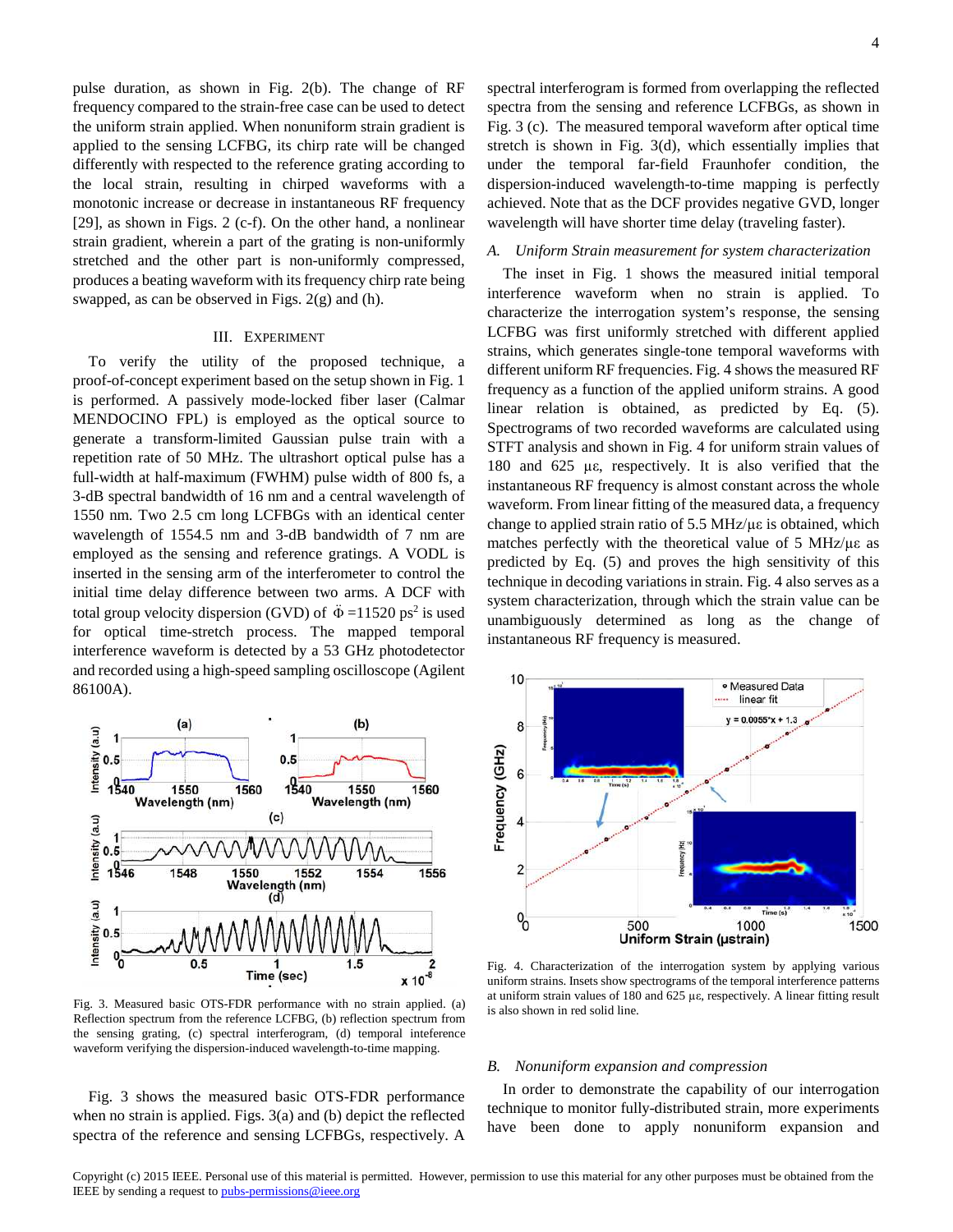pulse duration, as shown in Fig. 2(b). The change of RF frequency compared to the strain-free case can be used to detect the uniform strain applied. When nonuniform strain gradient is applied to the sensing LCFBG, its chirp rate will be changed differently with respected to the reference grating according to the local strain, resulting in chirped waveforms with a monotonic increase or decrease in instantaneous RF frequency [29], as shown in Figs. 2 (c-f). On the other hand, a nonlinear strain gradient, wherein a part of the grating is non-uniformly stretched and the other part is non-uniformly compressed, produces a beating waveform with its frequency chirp rate being swapped, as can be observed in Figs. 2(g) and (h).

## III. Experiment

To verify the utility of the proposed technique, a proof-of-concept experiment based on the setup shown in Fig. 1 is performed. A passively mode-locked fiber laser (Calmar MENDOCINO FPL) is employed as the optical source to generate a transform-limited Gaussian pulse train with a repetition rate of 50 MHz. The ultrashort optical pulse has a full-width at half-maximum (FWHM) pulse width of 800 fs, a 3-dB spectral bandwidth of 16 nm and a central wavelength of 1550 nm. Two 2.5 cm long LCFBGs with an identical center wavelength of 1554.5 nm and 3-dB bandwidth of 7 nm are employed as the sensing and reference gratings. A VODL is inserted in the sensing arm of the interferometer to control the initial time delay difference between two arms. A DCF with total group velocity dispersion (GVD) of $\ddot{\Phi}$ =11520 ps$^2$ is used for optical time-stretch process. The mapped temporal interference waveform is detected by a 53 GHz photodetector and recorded using a high-speed sampling oscilloscope (Agilent 86100A).

Fig. 3. Measured basic OTS-FDR performance with no strain applied. (a) Reflection spectrum from the reference LCFBG, (b) reflection spectrum from the sensing grating, (c) spectral interferogram, (d) temporal inteference waveform verifying the dispersion-induced wavelength-to-time mapping.

Fig. 3 shows the measured basic OTS-FDR performance when no strain is applied. Figs. 3(a) and (b) depict the reflected spectra of the reference and sensing LCFBGs, respectively. A spectral interferogram is formed from overlapping the reflected spectra from the sensing and reference LCFBGs, as shown in Fig. 3 (c). The measured temporal waveform after optical time stretch is shown in Fig. 3(d), which essentially implies that under the temporal far-field Fraunhofer condition, the dispersion-induced wavelength-to-time mapping is perfectly achieved. Note that as the DCF provides negative GVD, longer wavelength will have shorter time delay (traveling faster).

### *A. Uniform Strain measurement for system characterization*

The inset in Fig. 1 shows the measured initial temporal interference waveform when no strain is applied. To characterize the interrogation system's response, the sensing LCFBG was first uniformly stretched with different applied strains, which generates single-tone temporal waveforms with different uniform RF frequencies. Fig. 4 shows the measured RF frequency as a function of the applied uniform strains. A good linear relation is obtained, as predicted by Eq. (5). Spectrograms of two recorded waveforms are calculated using STFT analysis and shown in Fig. 4 for uniform strain values of 180 and 625 με, respectively. It is also verified that the instantaneous RF frequency is almost constant across the whole waveform. From linear fitting of the measured data, a frequency change to applied strain ratio of 5.5 MHz/με is obtained, which matches perfectly with the theoretical value of 5 MHz/με as predicted by Eq. (5) and proves the high sensitivity of this technique in decoding variations in strain. Fig. 4 also serves as a system characterization, through which the strain value can be unambiguously determined as long as the change of instantaneous RF frequency is measured.

Fig. 4. Characterization of the interrogation system by applying various uniform strains. Insets show spectrograms of the temporal interference patterns at uniform strain values of 180 and 625 με, respectively. A linear fitting result is also shown in red solid line.

### *B. Nonuniform expansion and compression*

In order to demonstrate the capability of our interrogation technique to monitor fully-distributed strain, more experiments have been done to apply nonuniform expansion and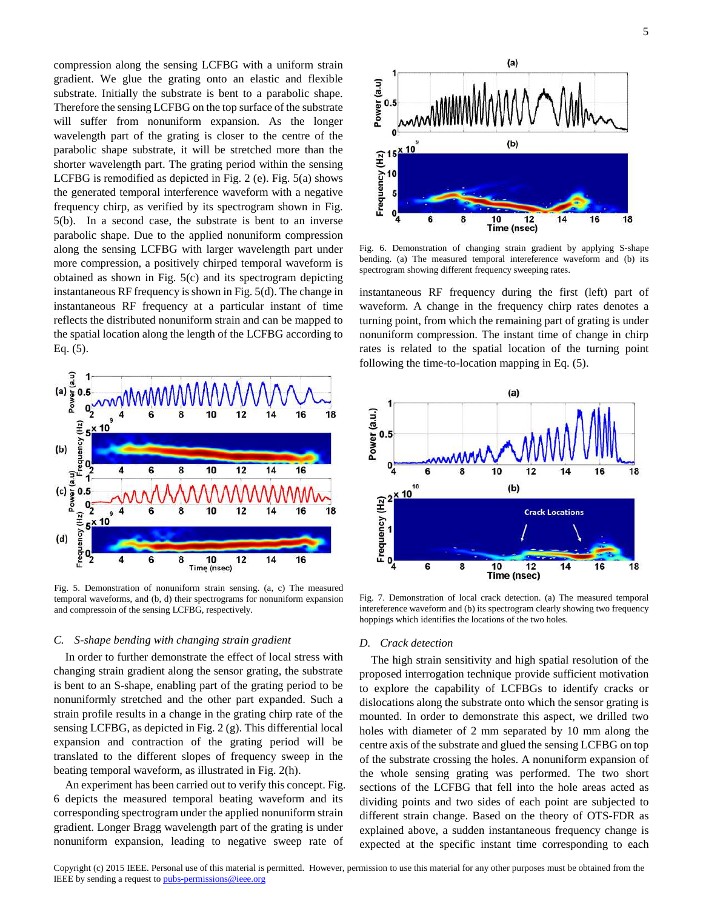compression along the sensing LCFBG with a uniform strain gradient. We glue the grating onto an elastic and flexible substrate. Initially the substrate is bent to a parabolic shape. Therefore the sensing LCFBG on the top surface of the substrate will suffer from nonuniform expansion. As the longer wavelength part of the grating is closer to the centre of the parabolic shape substrate, it will be stretched more than the shorter wavelength part. The grating period within the sensing LCFBG is remodified as depicted in Fig. 2 (e). Fig. 5(a) shows the generated temporal interference waveform with a negative frequency chirp, as verified by its spectrogram shown in Fig. 5(b). In a second case, the substrate is bent to an inverse parabolic shape. Due to the applied nonuniform compression along the sensing LCFBG with larger wavelength part under more compression, a positively chirped temporal waveform is obtained as shown in Fig. 5(c) and its spectrogram depicting instantaneous RF frequency is shown in Fig. 5(d). The change in instantaneous RF frequency at a particular instant of time reflects the distributed nonuniform strain and can be mapped to the spatial location along the length of the LCFBG according to Eq. (5).

Fig. 5. Demonstration of nonuniform strain sensing. (a, c) The measured temporal waveforms, and (b, d) their spectrograms for nonuniform expansion and compressoin of the sensing LCFBG, respectively.

### C. *S-shape bending with changing strain gradient*

In order to further demonstrate the effect of local stress with changing strain gradient along the sensor grating, the substrate is bent to an S-shape, enabling part of the grating period to be nonuniformly stretched and the other part expanded. Such a strain profile results in a change in the grating chirp rate of the sensing LCFBG, as depicted in Fig. 2 (g). This differential local expansion and contraction of the grating period will be translated to the different slopes of frequency sweep in the beating temporal waveform, as illustrated in Fig. 2(h).

An experiment has been carried out to verify this concept. Fig. 6 depicts the measured temporal beating waveform and its corresponding spectrogram under the applied nonuniform strain gradient. Longer Bragg wavelength part of the grating is under nonuniform expansion, leading to negative sweep rate of instantaneous RF frequency during the first (left) part of waveform. A change in the frequency chirp rates denotes a turning point, from which the remaining part of grating is under nonuniform compression. The instant time of change in chirp rates is related to the spatial location of the turning point following the time-to-location mapping in Eq. (5).

Fig. 6. Demonstration of changing strain gradient by applying S-shape bending. (a) The measured temporal intereference waveform and (b) its spectrogram showing different frequency sweeping rates.

### D. *Crack detection*

The high strain sensitivity and high spatial resolution of the proposed interrogation technique provide sufficient motivation to explore the capability of LCFBGs to identify cracks or dislocations along the substrate onto which the sensor grating is mounted. In order to demonstrate this aspect, we drilled two holes with diameter of 2 mm separated by 10 mm along the centre axis of the substrate and glued the sensing LCFBG on top of the substrate crossing the holes. A nonuniform expansion of the whole sensing grating was performed. The two short sections of the LCFBG that fell into the hole areas acted as dividing points and two sides of each point are subjected to different strain change. Based on the theory of OTS-FDR as explained above, a sudden instantaneous frequency change is expected at the specific instant time corresponding to each

Fig. 7. Demonstration of local crack detection. (a) The measured temporal intereference waveform and (b) its spectrogram clearly showing two frequency hoppings which identifies the locations of the two holes.

Copyright (c) 2015 IEEE. Personal use of this material is permitted. However, permission to use this material for any other purposes must be obtained from the IEEE by sending a request to pubs-permissions@ieee.org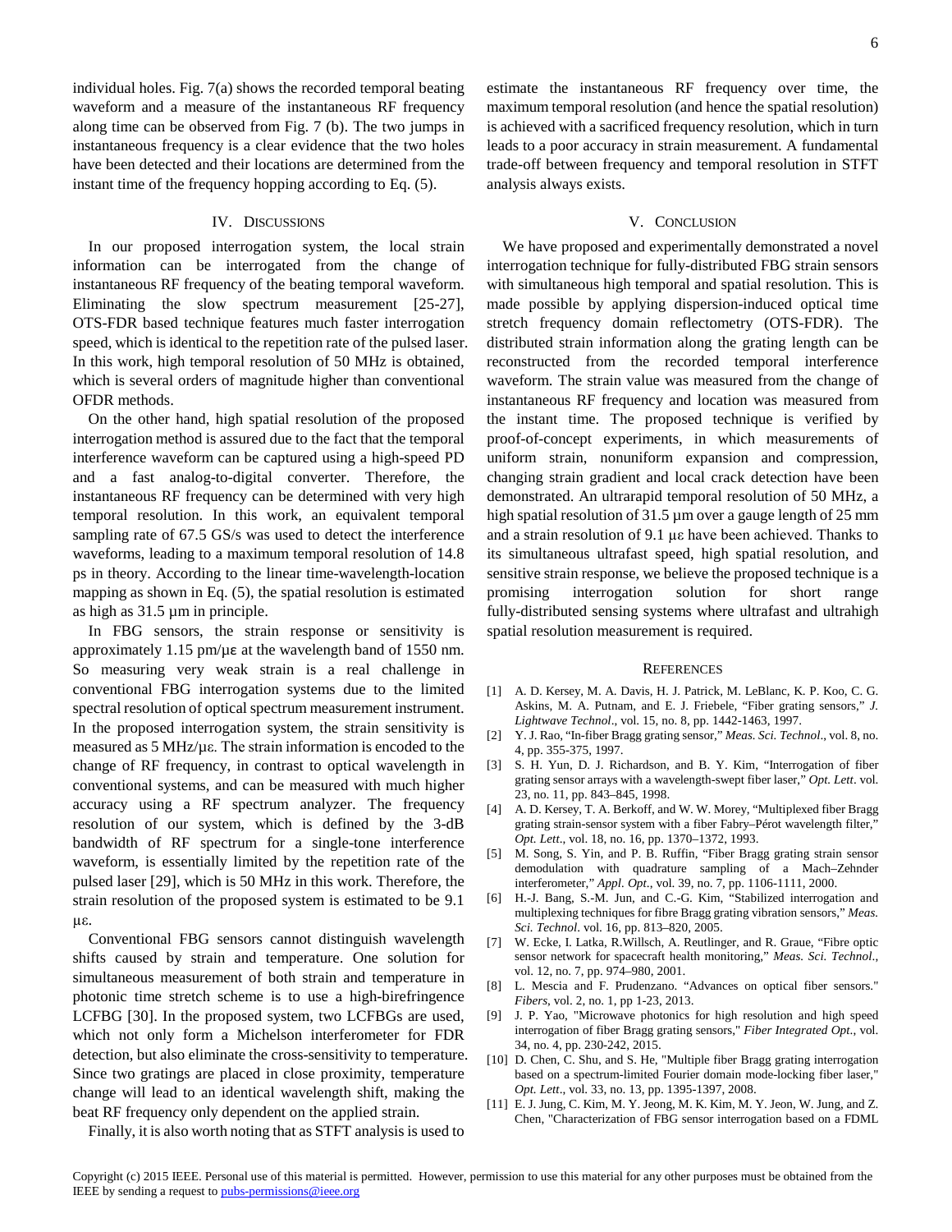individual holes. Fig. 7(a) shows the recorded temporal beating waveform and a measure of the instantaneous RF frequency along time can be observed from Fig. 7 (b). The two jumps in instantaneous frequency is a clear evidence that the two holes have been detected and their locations are determined from the instant time of the frequency hopping according to Eq. (5).

## IV. Discussions

In our proposed interrogation system, the local strain information can be interrogated from the change of instantaneous RF frequency of the beating temporal waveform. Eliminating the slow spectrum measurement [25-27], OTS-FDR based technique features much faster interrogation speed, which is identical to the repetition rate of the pulsed laser. In this work, high temporal resolution of 50 MHz is obtained, which is several orders of magnitude higher than conventional OFDR methods.

On the other hand, high spatial resolution of the proposed interrogation method is assured due to the fact that the temporal interference waveform can be captured using a high-speed PD and a fast analog-to-digital converter. Therefore, the instantaneous RF frequency can be determined with very high temporal resolution. In this work, an equivalent temporal sampling rate of 67.5 GS/s was used to detect the interference waveforms, leading to a maximum temporal resolution of 14.8 ps in theory. According to the linear time-wavelength-location mapping as shown in Eq. (5), the spatial resolution is estimated as high as 31.5 µm in principle.

In FBG sensors, the strain response or sensitivity is approximately 1.15 pm/µε at the wavelength band of 1550 nm. So measuring very weak strain is a real challenge in conventional FBG interrogation systems due to the limited spectral resolution of optical spectrum measurement instrument. In the proposed interrogation system, the strain sensitivity is measured as 5 MHz/µε. The strain information is encoded to the change of RF frequency, in contrast to optical wavelength in conventional systems, and can be measured with much higher accuracy using a RF spectrum analyzer. The frequency resolution of our system, which is defined by the 3-dB bandwidth of RF spectrum for a single-tone interference waveform, is essentially limited by the repetition rate of the pulsed laser [29], which is 50 MHz in this work. Therefore, the strain resolution of the proposed system is estimated to be 9.1 µε.

Conventional FBG sensors cannot distinguish wavelength shifts caused by strain and temperature. One solution for simultaneous measurement of both strain and temperature in photonic time stretch scheme is to use a high-birefringence LCFBG [30]. In the proposed system, two LCFBGs are used, which not only form a Michelson interferometer for FDR detection, but also eliminate the cross-sensitivity to temperature. Since two gratings are placed in close proximity, temperature change will lead to an identical wavelength shift, making the beat RF frequency only dependent on the applied strain.

Finally, it is also worth noting that as STFT analysis is used to estimate the instantaneous RF frequency over time, the maximum temporal resolution (and hence the spatial resolution) is achieved with a sacrificed frequency resolution, which in turn leads to a poor accuracy in strain measurement. A fundamental trade-off between frequency and temporal resolution in STFT analysis always exists.

## V. Conclusion

We have proposed and experimentally demonstrated a novel interrogation technique for fully-distributed FBG strain sensors with simultaneous high temporal and spatial resolution. This is made possible by applying dispersion-induced optical time stretch frequency domain reflectometry (OTS-FDR). The distributed strain information along the grating length can be reconstructed from the recorded temporal interference waveform. The strain value was measured from the change of instantaneous RF frequency and location was measured from the instant time. The proposed technique is verified by proof-of-concept experiments, in which measurements of uniform strain, nonuniform expansion and compression, changing strain gradient and local crack detection have been demonstrated. An ultrarapid temporal resolution of 50 MHz, a high spatial resolution of 31.5 µm over a gauge length of 25 mm and a strain resolution of 9.1 µε have been achieved. Thanks to its simultaneous ultrafast speed, high spatial resolution, and sensitive strain response, we believe the proposed technique is a promising interrogation solution for short range fully-distributed sensing systems where ultrafast and ultrahigh spatial resolution measurement is required.

## References

[1] A. D. Kersey, M. A. Davis, H. J. Patrick, M. LeBlanc, K. P. Koo, C. G. Askins, M. A. Putnam, and E. J. Friebele, "Fiber grating sensors," *J. Lightwave Technol*., vol. 15, no. 8, pp. 1442-1463, 1997.

[2] Y. J. Rao, "In-fiber Bragg grating sensor," *Meas. Sci. Technol*., vol. 8, no. 4, pp. 355-375, 1997.

[3] S. H. Yun, D. J. Richardson, and B. Y. Kim, "Interrogation of fiber grating sensor arrays with a wavelength-swept fiber laser," *Opt. Lett*. vol. 23, no. 11, pp. 843–845, 1998.

[4] A. D. Kersey, T. A. Berkoff, and W. W. Morey, "Multiplexed fiber Bragg grating strain-sensor system with a fiber Fabry–Pérot wavelength filter," *Opt. Lett*., vol. 18, no. 16, pp. 1370–1372, 1993.

[5] M. Song, S. Yin, and P. B. Ruffin, "Fiber Bragg grating strain sensor demodulation with quadrature sampling of a Mach–Zehnder interferometer," *Appl. Opt*., vol. 39, no. 7, pp. 1106-1111, 2000.

[6] H.-J. Bang, S.-M. Jun, and C.-G. Kim, "Stabilized interrogation and multiplexing techniques for fibre Bragg grating vibration sensors," *Meas. Sci. Technol*. vol. 16, pp. 813–820, 2005.

[7] W. Ecke, I. Latka, R.Willsch, A. Reutlinger, and R. Graue, "Fibre optic sensor network for spacecraft health monitoring," *Meas. Sci. Technol*., vol. 12, no. 7, pp. 974–980, 2001.

[8] L. Mescia and F. Prudenzano. "Advances on optical fiber sensors." *Fibers*, vol. 2, no. 1, pp 1-23, 2013.

[9] J. P. Yao, "Microwave photonics for high resolution and high speed interrogation of fiber Bragg grating sensors," *Fiber Integrated Opt*., vol. 34, no. 4, pp. 230-242, 2015.

[10] D. Chen, C. Shu, and S. He, "Multiple fiber Bragg grating interrogation based on a spectrum-limited Fourier domain mode-locking fiber laser," *Opt. Lett*., vol. 33, no. 13, pp. 1395-1397, 2008.

[11] E. J. Jung, C. Kim, M. Y. Jeong, M. K. Kim, M. Y. Jeon, W. Jung, and Z. Chen, "Characterization of FBG sensor interrogation based on a FDML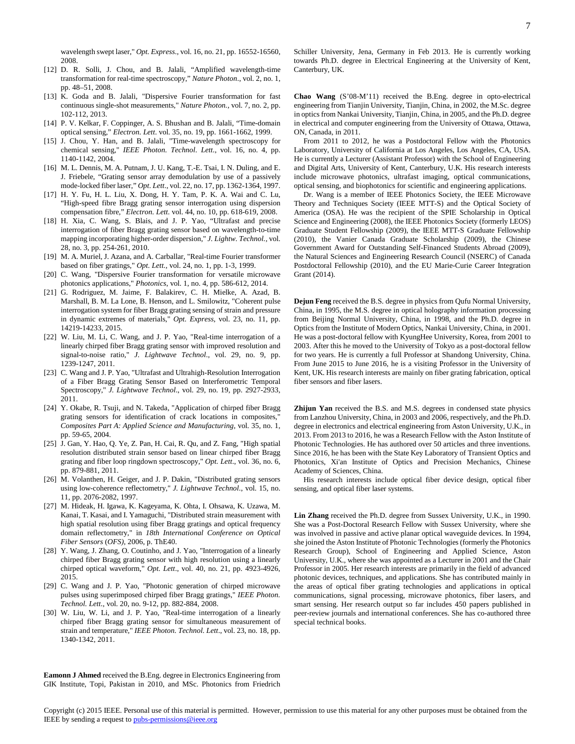wavelength swept laser," *Opt. Express.*, vol. 16, no. 21, pp. 16552-16560, 2008.

[12] D. R. Solli, J. Chou, and B. Jalali, "Amplified wavelength-time transformation for real-time spectroscopy," *Nature Photon.*, vol. 2, no. 1, pp. 48–51, 2008.

[13] K. Goda and B. Jalali, "Dispersive Fourier transformation for fast continuous single-shot measurements," *Nature Photon.*, vol. 7, no. 2, pp. 102-112, 2013.

[14] P. V. Kelkar, F. Coppinger, A. S. Bhushan and B. Jalali, "Time-domain optical sensing," *Electron. Lett.* vol. 35, no. 19, pp. 1661-1662, 1999.

[15] J. Chou, Y. Han, and B. Jalali, "Time-wavelength spectroscopy for chemical sensing," *IEEE Photon. Technol. Lett.*, vol. 16, no. 4, pp. 1140-1142, 2004.

[16] M. L. Dennis, M. A. Putnam, J. U. Kang, T.-E. Tsai, I. N. Duling, and E. J. Friebele, "Grating sensor array demodulation by use of a passively mode-locked fiber laser," *Opt. Lett.*, vol. 22, no. 17, pp. 1362-1364, 1997.

[17] H. Y. Fu, H. L. Liu, X. Dong, H. Y. Tam, P. K. A. Wai and C. Lu, "High-speed fibre Bragg grating sensor interrogation using dispersion compensation fibre," *Electron. Lett.* vol. 44, no. 10, pp. 618-619, 2008.

[18] H. Xia, C. Wang, S. Blais, and J. P. Yao, "Ultrafast and precise interrogation of fiber Bragg grating sensor based on wavelength-to-time mapping incorporating higher-order dispersion," *J. Lightw. Technol.*, vol. 28, no. 3, pp. 254-261, 2010.

[19] M. A. Muriel, J. Azana, and A. Carballar, "Real-time Fourier transformer based on fiber gratings," *Opt. Lett.*, vol. 24, no. 1, pp. 1-3, 1999.

[20] C. Wang, "Dispersive Fourier transformation for versatile microwave photonics applications," *Photonics*, vol. 1, no. 4, pp. 586-612, 2014.

[21] G. Rodriguez, M. Jaime, F. Balakirev, C. H. Mielke, A. Azad, B. Marshall, B. M. La Lone, B. Henson, and L. Smilowitz, "Coherent pulse interrogation system for fiber Bragg grating sensing of strain and pressure in dynamic extremes of materials," *Opt. Express*, vol. 23, no. 11, pp. 14219-14233, 2015.

[22] W. Liu, M. Li, C. Wang, and J. P. Yao, "Real-time interrogation of a linearly chirped fiber Bragg grating sensor with improved resolution and signal-to-noise ratio," *J. Lightwave Technol.*, vol. 29, no. 9, pp. 1239-1247, 2011.

[23] C. Wang and J. P. Yao, "Ultrafast and Ultrahigh-Resolution Interrogation of a Fiber Bragg Grating Sensor Based on Interferometric Temporal Spectroscopy," *J. Lightwave Technol.*, vol. 29, no. 19, pp. 2927-2933, 2011.

[24] Y. Okabe, R. Tsuji, and N. Takeda, "Application of chirped fiber Bragg grating sensors for identification of crack locations in composites," *Composites Part A: Applied Science and Manufacturing*, vol. 35, no. 1, pp. 59-65, 2004.

[25] J. Gan, Y. Hao, Q. Ye, Z. Pan, H. Cai, R. Qu, and Z. Fang, "High spatial resolution distributed strain sensor based on linear chirped fiber Bragg grating and fiber loop ringdown spectroscopy," *Opt. Lett.*, vol. 36, no. 6, pp. 879-881, 2011.

[26] M. Volanthen, H. Geiger, and J. P. Dakin, "Distributed grating sensors using low-coherence reflectometry," *J. Lightwave Technol.*, vol. 15, no. 11, pp. 2076-2082, 1997.

[27] M. Hideak, H. Igawa, K. Kageyama, K. Ohta, I. Ohsawa, K. Uzawa, M. Kanai, T. Kasai, and I. Yamaguchi, "Distributed strain measurement with high spatial resolution using fiber Bragg gratings and optical frequency domain reflectometry," in *18th International Conference on Optical Fiber Sensors* (*OFS*), 2006, p. ThE40.

[28] Y. Wang, J. Zhang, O. Coutinho, and J. Yao, "Interrogation of a linearly chirped fiber Bragg grating sensor with high resolution using a linearly chirped optical waveform," *Opt. Lett*., vol. 40, no. 21, pp. 4923-4926, 2015.

[29] C. Wang and J. P. Yao, "Photonic generation of chirped microwave pulses using superimposed chirped fiber Bragg gratings," *IEEE Photon. Technol. Lett.*, vol. 20, no. 9-12, pp. 882-884, 2008.

[30] W. Liu, W. Li, and J. P. Yao, "Real-time interrogation of a linearly chirped fiber Bragg grating sensor for simultaneous measurement of strain and temperature," *IEEE Photon. Technol. Lett*., vol. 23, no. 18, pp. 1340-1342, 2011.

**Eamonn J Ahmed** received the B.Eng. degree in Electronics Engineering from GIK Institute, Topi, Pakistan in 2010, and MSc. Photonics from Friedrich Schiller University, Jena, Germany in Feb 2013. He is currently working towards Ph.D. degree in Electrical Engineering at the University of Kent, Canterbury, UK.

**Chao Wang** (S'08-M'11) received the B.Eng. degree in opto-electrical engineering from Tianjin University, Tianjin, China, in 2002, the M.Sc. degree in optics from Nankai University, Tianjin, China, in 2005, and the Ph.D. degree in electrical and computer engineering from the University of Ottawa, Ottawa, ON, Canada, in 2011.

From 2011 to 2012, he was a Postdoctoral Fellow with the Photonics Laboratory, University of California at Los Angeles, Los Angeles, CA, USA. He is currently a Lecturer (Assistant Professor) with the School of Engineering and Digital Arts, University of Kent, Canterbury, U.K. His research interests include microwave photonics, ultrafast imaging, optical communications, optical sensing, and biophotonics for scientific and engineering applications.

Dr. Wang is a member of IEEE Photonics Society, the IEEE Microwave Theory and Techniques Society (IEEE MTT-S) and the Optical Society of America (OSA). He was the recipient of the SPIE Scholarship in Optical Science and Engineering (2008), the IEEE Photonics Society (formerly LEOS) Graduate Student Fellowship (2009), the IEEE MTT-S Graduate Fellowship (2010), the Vanier Canada Graduate Scholarship (2009), the Chinese Government Award for Outstanding Self-Financed Students Abroad (2009), the Natural Sciences and Engineering Research Council (NSERC) of Canada Postdoctoral Fellowship (2010), and the EU Marie-Curie Career Integration Grant (2014).

**Dejun Feng** received the B.S. degree in physics from Qufu Normal University, China, in 1995, the M.S. degree in optical holography information processing from Beijing Normal University, China, in 1998, and the Ph.D. degree in Optics from the Institute of Modern Optics, Nankai University, China, in 2001. He was a post-doctoral fellow with KyungHee University, Korea, from 2001 to 2003. After this he moved to the University of Tokyo as a post-doctoral fellow for two years. He is currently a full Professor at Shandong University, China. From June 2015 to June 2016, he is a visiting Professor in the University of Kent, UK. His research interests are mainly on fiber grating fabrication, optical fiber sensors and fiber lasers.

**Zhijun Yan** received the B.S. and M.S. degrees in condensed state physics from Lanzhou University, China, in 2003 and 2006, respectively, and the Ph.D. degree in electronics and electrical engineering from Aston University, U.K., in 2013. From 2013 to 2016, he was a Research Fellow with the Aston Institute of Photonic Technologies. He has authored over 50 articles and three inventions. Since 2016, he has been with the State Key Laboratory of Transient Optics and Photonics, Xi'an Institute of Optics and Precision Mechanics, Chinese Academy of Sciences, China.

His research interests include optical fiber device design, optical fiber sensing, and optical fiber laser systems.

**Lin Zhang** received the Ph.D. degree from Sussex University, U.K., in 1990. She was a Post-Doctoral Research Fellow with Sussex University, where she was involved in passive and active planar optical waveguide devices. In 1994, she joined the Aston Institute of Photonic Technologies (formerly the Photonics Research Group), School of Engineering and Applied Science, Aston University, U.K., where she was appointed as a Lecturer in 2001 and the Chair Professor in 2005. Her research interests are primarily in the field of advanced photonic devices, techniques, and applications. She has contributed mainly in the areas of optical fiber grating technologies and applications in optical communications, signal processing, microwave photonics, fiber lasers, and smart sensing. Her research output so far includes 450 papers published in peer-review journals and international conferences. She has co-authored three special technical books.